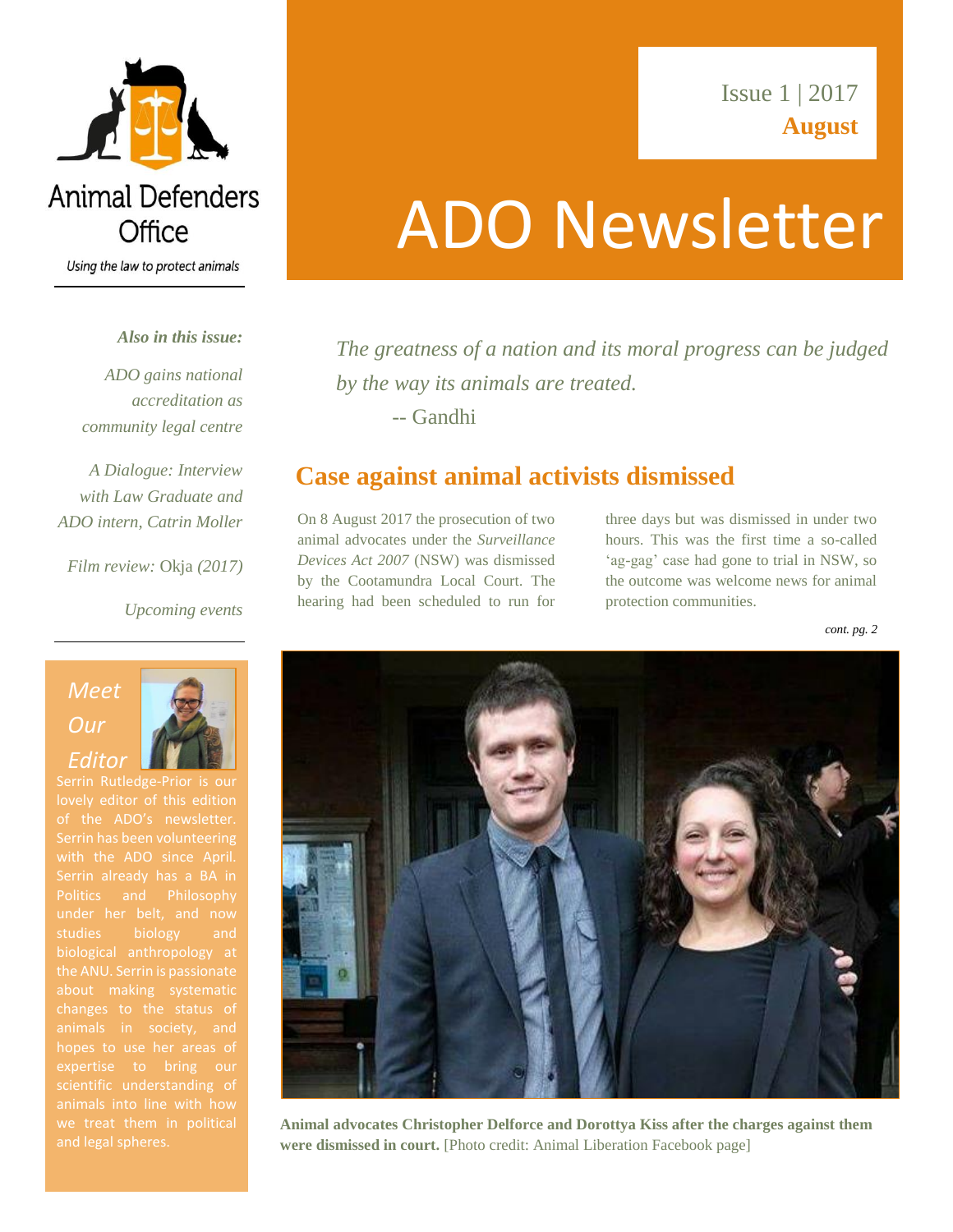Animal Defenders Office

*Using the law to protect animals*

Issue 1 | 2017

**August**

# ADO Newsletter

*The greatness of a nation and its moral progress can be judged by the way its animals are treated.*

-- Gandhi

***Also in this issue:***

*ADO gains national accreditation as community legal centre*

*A Dialogue: Interview with Law Graduate and ADO intern, Catrin Moller*

*Film review:* Okja *(2017)*

*Upcoming events*

## Case against animal activists dismissed

On 8 August 2017 the prosecution of two animal advocates under the *Surveillance Devices Act 2007* (NSW) was dismissed by the Cootamundra Local Court. The hearing had been scheduled to run for three days but was dismissed in under two hours. This was the first time a so-called 'ag-gag' case had gone to trial in NSW, so the outcome was welcome news for animal protection communities.

*cont. pg. 2*

**Animal advocates Christopher Delforce and Dorottya Kiss after the charges against them were dismissed in court.** [Photo credit: Animal Liberation Facebook page]

## *Meet Our Editor*

Serrin Rutledge-Prior is our lovely editor of this edition of the ADO's newsletter. Serrin has been volunteering with the ADO since April. Serrin already has a BA in Politics and Philosophy under her belt, and now studies biology and biological anthropology at the ANU. Serrin is passionate about making systematic changes to the status of animals in society, and hopes to use her areas of expertise to bring our scientific understanding of animals into line with how we treat them in political and legal spheres.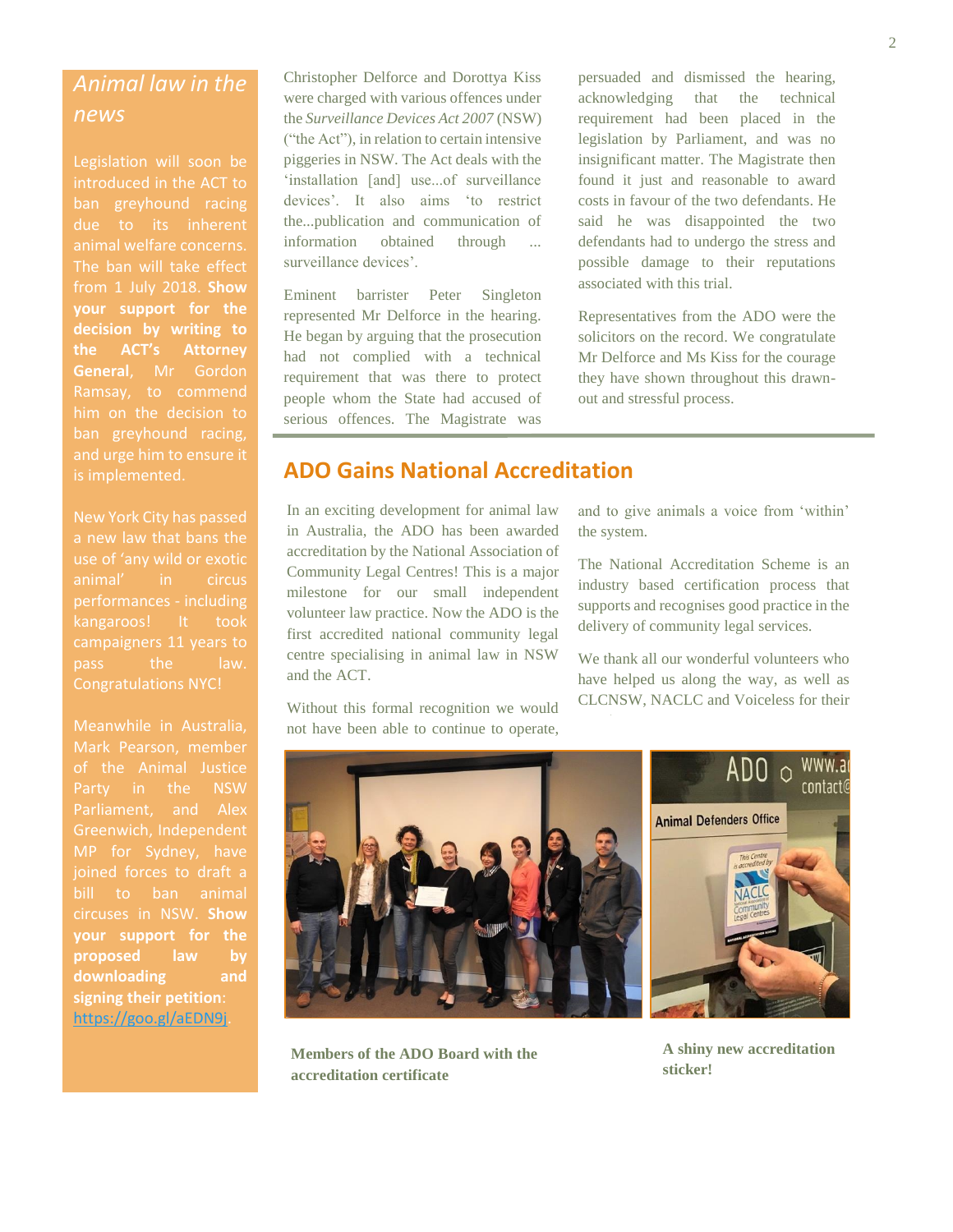## Animal law in the news

Legislation will soon be introduced in the ACT to ban greyhound racing due to its inherent animal welfare concerns. The ban will take effect from 1 July 2018. **Show your support for the decision by writing to the ACT's Attorney General**, Mr Gordon Ramsay, to commend him on the decision to ban greyhound racing, and urge him to ensure it is implemented.

New York City has passed a new law that bans the use of 'any wild or exotic animal' in circus performances - including kangaroos! It took campaigners 11 years to pass the law. Congratulations NYC!

Meanwhile in Australia, Mark Pearson, member of the Animal Justice Party in the NSW Parliament, and Alex Greenwich, Independent MP for Sydney, have joined forces to draft a bill to ban animal circuses in NSW. **Show your support for the proposed law by downloading and signing their petition**: https://goo.gl/aEDN9j.

Christopher Delforce and Dorottya Kiss were charged with various offences under the *Surveillance Devices Act 2007* (NSW) ("the Act"), in relation to certain intensive piggeries in NSW. The Act deals with the 'installation [and] use...of surveillance devices'. It also aims 'to restrict the...publication and communication of information obtained through ... surveillance devices'.

Eminent barrister Peter Singleton represented Mr Delforce in the hearing. He began by arguing that the prosecution had not complied with a technical requirement that was there to protect people whom the State had accused of serious offences. The Magistrate was persuaded and dismissed the hearing, acknowledging that the technical requirement had been placed in the legislation by Parliament, and was no insignificant matter. The Magistrate then found it just and reasonable to award costs in favour of the two defendants. He said he was disappointed the two defendants had to undergo the stress and possible damage to their reputations associated with this trial.

Representatives from the ADO were the solicitors on the record. We congratulate Mr Delforce and Ms Kiss for the courage they have shown throughout this drawn-out and stressful process.

## ADO Gains National Accreditation

In an exciting development for animal law in Australia, the ADO has been awarded accreditation by the National Association of Community Legal Centres! This is a major milestone for our small independent volunteer law practice. Now the ADO is the first accredited national community legal centre specialising in animal law in NSW and the ACT.

Without this formal recognition we would not have been able to continue to operate, and to give animals a voice from 'within' the system.

The National Accreditation Scheme is an industry based certification process that supports and recognises good practice in the delivery of community legal services.

We thank all our wonderful volunteers who have helped us along the way, as well as CLCNSW, NACLC and Voiceless for their

**Members of the ADO Board with the accreditation certificate**

**A shiny new accreditation sticker!**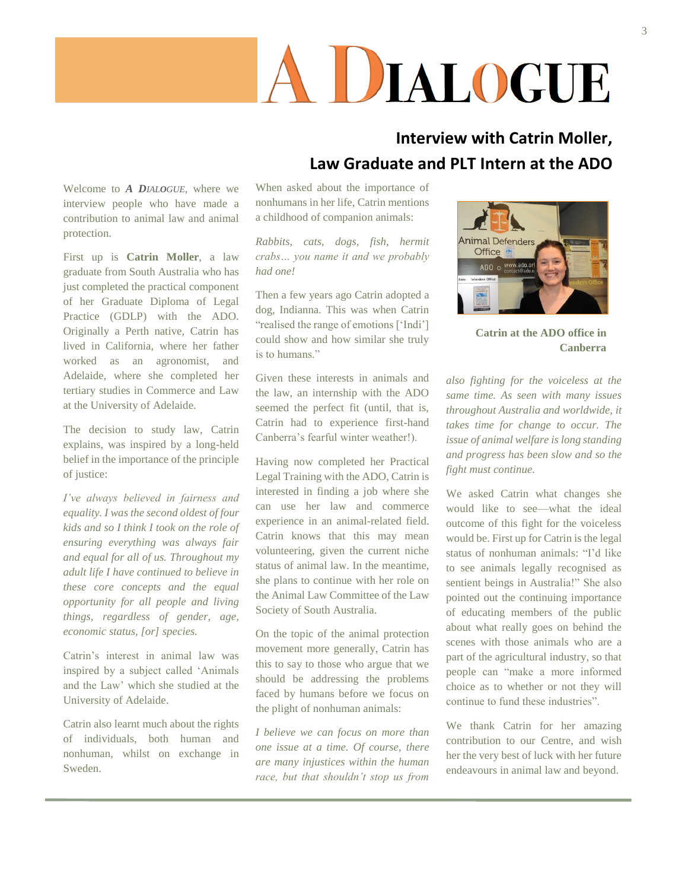# A DIALOGUE

## Interview with Catrin Moller, Law Graduate and PLT Intern at the ADO

Welcome to ***A DIALOGUE***, where we interview people who have made a contribution to animal law and animal protection.

First up is **Catrin Moller**, a law graduate from South Australia who has just completed the practical component of her Graduate Diploma of Legal Practice (GDLP) with the ADO. Originally a Perth native, Catrin has lived in California, where her father worked as an agronomist, and Adelaide, where she completed her tertiary studies in Commerce and Law at the University of Adelaide.

The decision to study law, Catrin explains, was inspired by a long-held belief in the importance of the principle of justice:

*I've always believed in fairness and equality. I was the second oldest of four kids and so I think I took on the role of ensuring everything was always fair and equal for all of us. Throughout my adult life I have continued to believe in these core concepts and the equal opportunity for all people and living things, regardless of gender, age, economic status, [or] species.*

Catrin's interest in animal law was inspired by a subject called 'Animals and the Law' which she studied at the University of Adelaide.

Catrin also learnt much about the rights of individuals, both human and nonhuman, whilst on exchange in Sweden.

When asked about the importance of nonhumans in her life, Catrin mentions a childhood of companion animals:

*Rabbits, cats, dogs, fish, hermit crabs… you name it and we probably had one!*

Then a few years ago Catrin adopted a dog, Indianna. This was when Catrin "realised the range of emotions ['Indi'] could show and how similar she truly is to humans."

Given these interests in animals and the law, an internship with the ADO seemed the perfect fit (until, that is, Catrin had to experience first-hand Canberra's fearful winter weather!).

Having now completed her Practical Legal Training with the ADO, Catrin is interested in finding a job where she can use her law and commerce experience in an animal-related field. Catrin knows that this may mean volunteering, given the current niche status of animal law. In the meantime, she plans to continue with her role on the Animal Law Committee of the Law Society of South Australia.

On the topic of the animal protection movement more generally, Catrin has this to say to those who argue that we should be addressing the problems faced by humans before we focus on the plight of nonhuman animals:

*I believe we can focus on more than one issue at a time. Of course, there are many injustices within the human race, but that shouldn't stop us from also fighting for the voiceless at the same time. As seen with many issues throughout Australia and worldwide, it takes time for change to occur. The issue of animal welfare is long standing and progress has been slow and so the fight must continue.*

**Catrin at the ADO office in Canberra**

We asked Catrin what changes she would like to see—what the ideal outcome of this fight for the voiceless would be. First up for Catrin is the legal status of nonhuman animals: "I'd like to see animals legally recognised as sentient beings in Australia!" She also pointed out the continuing importance of educating members of the public about what really goes on behind the scenes with those animals who are a part of the agricultural industry, so that people can "make a more informed choice as to whether or not they will continue to fund these industries".

We thank Catrin for her amazing contribution to our Centre, and wish her the very best of luck with her future endeavours in animal law and beyond.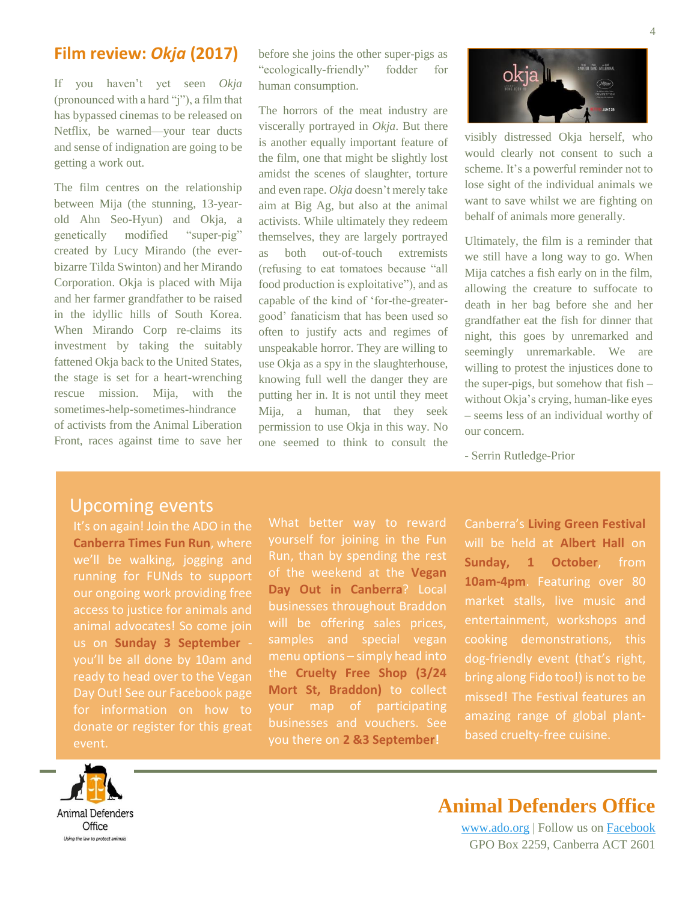## Film review: *Okja* (2017)

If you haven't yet seen *Okja* (pronounced with a hard "j"), a film that has bypassed cinemas to be released on Netflix, be warned—your tear ducts and sense of indignation are going to be getting a work out.

The film centres on the relationship between Mija (the stunning, 13-year-old Ahn Seo-Hyun) and Okja, a genetically modified "super-pig" created by Lucy Mirando (the ever-bizarre Tilda Swinton) and her Mirando Corporation. Okja is placed with Mija and her farmer grandfather to be raised in the idyllic hills of South Korea. When Mirando Corp re-claims its investment by taking the suitably fattened Okja back to the United States, the stage is set for a heart-wrenching rescue mission. Mija, with the sometimes-help-sometimes-hindrance of activists from the Animal Liberation Front, races against time to save her before she joins the other super-pigs as "ecologically-friendly" fodder for human consumption.

The horrors of the meat industry are viscerally portrayed in *Okja*. But there is another equally important feature of the film, one that might be slightly lost amidst the scenes of slaughter, torture and even rape. *Okja* doesn't merely take aim at Big Ag, but also at the animal activists. While ultimately they redeem themselves, they are largely portrayed as both out-of-touch extremists (refusing to eat tomatoes because "all food production is exploitative"), and as capable of the kind of 'for-the-greater-good' fanaticism that has been used so often to justify acts and regimes of unspeakable horror. They are willing to use Okja as a spy in the slaughterhouse, knowing full well the danger they are putting her in. It is not until they meet Mija, a human, that they seek permission to use Okja in this way. No one seemed to think to consult the visibly distressed Okja herself, who would clearly not consent to such a scheme. It's a powerful reminder not to lose sight of the individual animals we want to save whilst we are fighting on behalf of animals more generally.

Ultimately, the film is a reminder that we still have a long way to go. When Mija catches a fish early on in the film, allowing the creature to suffocate to death in her bag before she and her grandfather eat the fish for dinner that night, this goes by unremarked and seemingly unremarkable. We are willing to protest the injustices done to the super-pigs, but somehow that fish – without Okja's crying, human-like eyes – seems less of an individual worthy of our concern.

- Serrin Rutledge-Prior

## Upcoming events

It's on again! Join the ADO in the **Canberra Times Fun Run**, where we'll be walking, jogging and running for FUNds to support our ongoing work providing free access to justice for animals and animal advocates! So come join us on **Sunday 3 September** - you'll be all done by 10am and ready to head over to the Vegan Day Out! See our Facebook page for information on how to donate or register for this great event.

What better way to reward yourself for joining in the Fun Run, than by spending the rest of the weekend at the **Vegan Day Out in Canberra**? Local businesses throughout Braddon will be offering sales prices, samples and special vegan menu options – simply head into the **Cruelty Free Shop (3/24 Mort St, Braddon)** to collect your map of participating businesses and vouchers. See you there on **2 &3 September!**

Canberra's **Living Green Festival** will be held at **Albert Hall** on **Sunday, 1 October**, from **10am-4pm**. Featuring over 80 market stalls, live music and entertainment, workshops and cooking demonstrations, this dog-friendly event (that's right, bring along Fido too!) is not to be missed! The Festival features an amazing range of global plant-based cruelty-free cuisine.

Animal Defenders Office
Using the law to protect animals

## Animal Defenders Office

www.ado.org | Follow us on Facebook
GPO Box 2259, Canberra ACT 2601